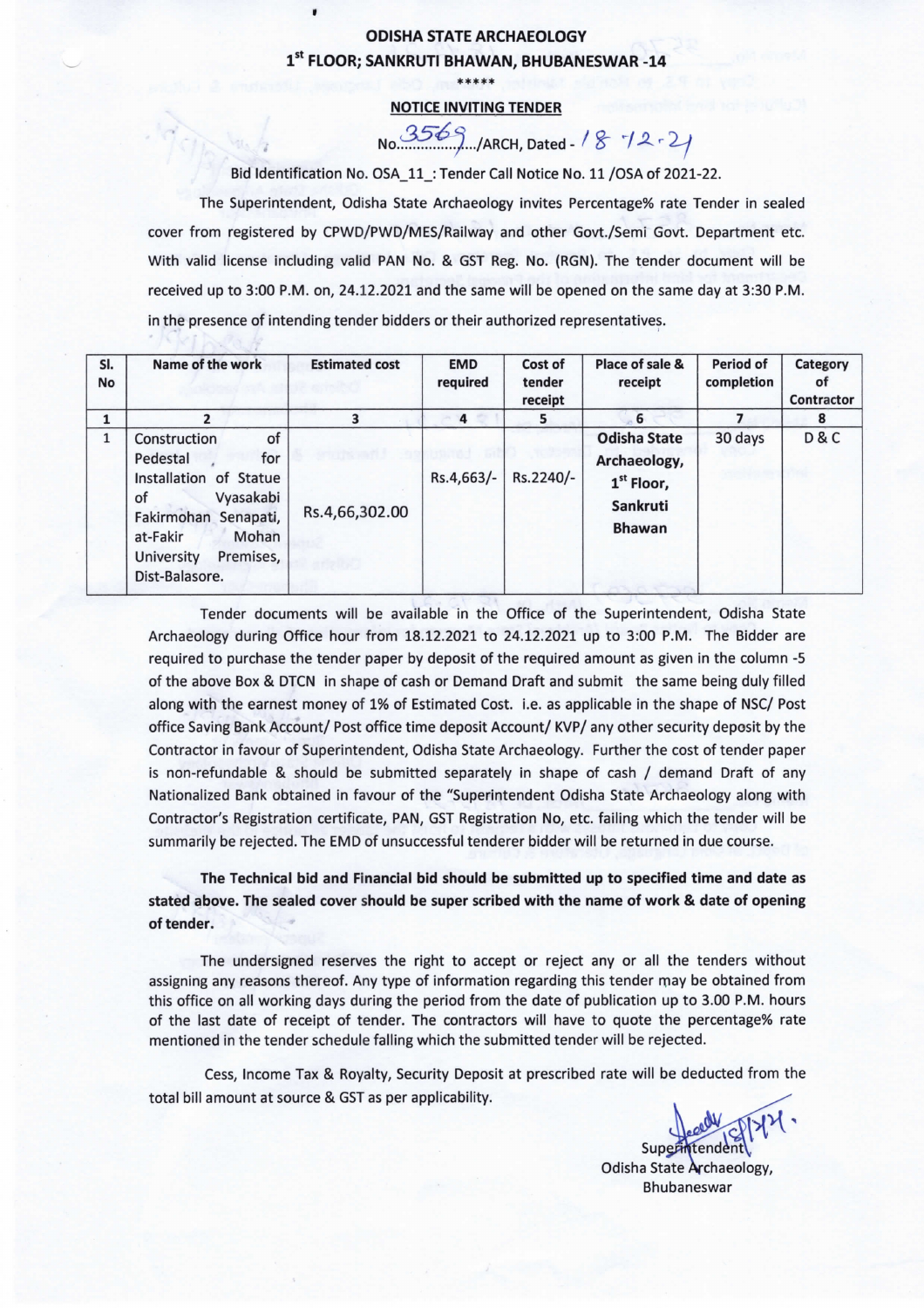# ODISHA STATE ARCHAEOLOGY

## 1st FLOOR; SANKRUTI BHAWAN, BHUBANESWAR -14

\*\*\*\*\*

## NOTICE INVITING TENDER

No. 3569 ....../ARCH, Dated - 18-12-21

Bid Identification No. OSA_11_: Tender Call Notice No. 11 /OSA of 2021-22.

The Superintendent, Odisha State Archaeology invites Percentage% rate Tender in sealed cover from registered by CPWD/PWD/MES/Railway and other Govt./Semi Govt. Department etc. With valid license including valid PAN No. & GST Reg. No. (RGN). The tender document will be received up to 3:00 P.M. on, 24.12.2021 and the same will be opened on the same day at 3:30 P.M. in the presence of intending tender bidders or their authorized representatives.

| Sl. No | Name of the work | Estimated cost | EMD required | Cost of tender receipt | Place of sale & receipt | Period of completion | Category of Contractor |
|---|---|---|---|---|---|---|---|
| 1 | 2 | 3 | 4 | 5 | 6 | 7 | 8 |
| 1 | Construction of Pedestal for Installation of Statue of Vyasakabi Fakirmohan Senapati, at-Fakir Mohan University Premises, Dist-Balasore. | Rs.4,66,302.00 | Rs.4,663/- | Rs.2240/- | **Odisha State Archaeology, 1st Floor, Sankruti Bhawan** | 30 days | D & C |

Tender documents will be available in the Office of the Superintendent, Odisha State Archaeology during Office hour from 18.12.2021 to 24.12.2021 up to 3:00 P.M. The Bidder are required to purchase the tender paper by deposit of the required amount as given in the column -5 of the above Box & DTCN in shape of cash or Demand Draft and submit the same being duly filled along with the earnest money of 1% of Estimated Cost. i.e. as applicable in the shape of NSC/ Post office Saving Bank Account/ Post office time deposit Account/ KVP/ any other security deposit by the Contractor in favour of Superintendent, Odisha State Archaeology. Further the cost of tender paper is non-refundable & should be submitted separately in shape of cash / demand Draft of any Nationalized Bank obtained in favour of the "Superintendent Odisha State Archaeology along with Contractor's Registration certificate, PAN, GST Registration No, etc. failing which the tender will be summarily be rejected. The EMD of unsuccessful tenderer bidder will be returned in due course.

**The Technical bid and Financial bid should be submitted up to specified time and date as stated above. The sealed cover should be super scribed with the name of work & date of opening of tender.**

The undersigned reserves the right to accept or reject any or all the tenders without assigning any reasons thereof. Any type of information regarding this tender may be obtained from this office on all working days during the period from the date of publication up to 3.00 P.M. hours of the last date of receipt of tender. The contractors will have to quote the percentage% rate mentioned in the tender schedule falling which the submitted tender will be rejected.

Cess, Income Tax & Royalty, Security Deposit at prescribed rate will be deducted from the total bill amount at source & GST as per applicability.

Superintendent
Odisha State Archaeology,
Bhubaneswar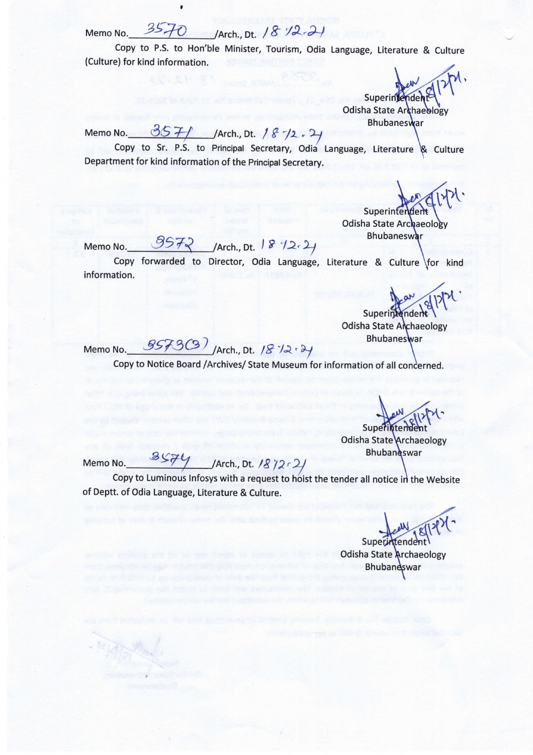Memo No. 3570 /Arch., Dt. 18.12.21

Copy to P.S. to Hon'ble Minister, Tourism, Odia Language, Literature & Culture (Culture) for kind information.

Superintendent
Odisha State Archaeology
Bhubaneswar

Memo No. 3571 /Arch., Dt. 18.12.21

Copy to Sr. P.S. to Principal Secretary, Odia Language, Literature & Culture Department for kind information of the Principal Secretary.

Superintendent
Odisha State Archaeology
Bhubaneswar

Memo No. 3572 /Arch., Dt. 18.12.21

Copy forwarded to Director, Odia Language, Literature & Culture for kind information.

Superintendent
Odisha State Archaeology
Bhubaneswar

Memo No. 3573(3) /Arch., Dt. 18.12.21

Copy to Notice Board /Archives/ State Museum for information of all concerned.

Superintendent
Odisha State Archaeology
Bhubaneswar

Memo No. 3574 /Arch., Dt. 18.12.21

Copy to Luminous Infosys with a request to hoist the tender all notice in the Website of Deptt. of Odia Language, Literature & Culture.

Superintendent
Odisha State Archaeology
Bhubaneswar